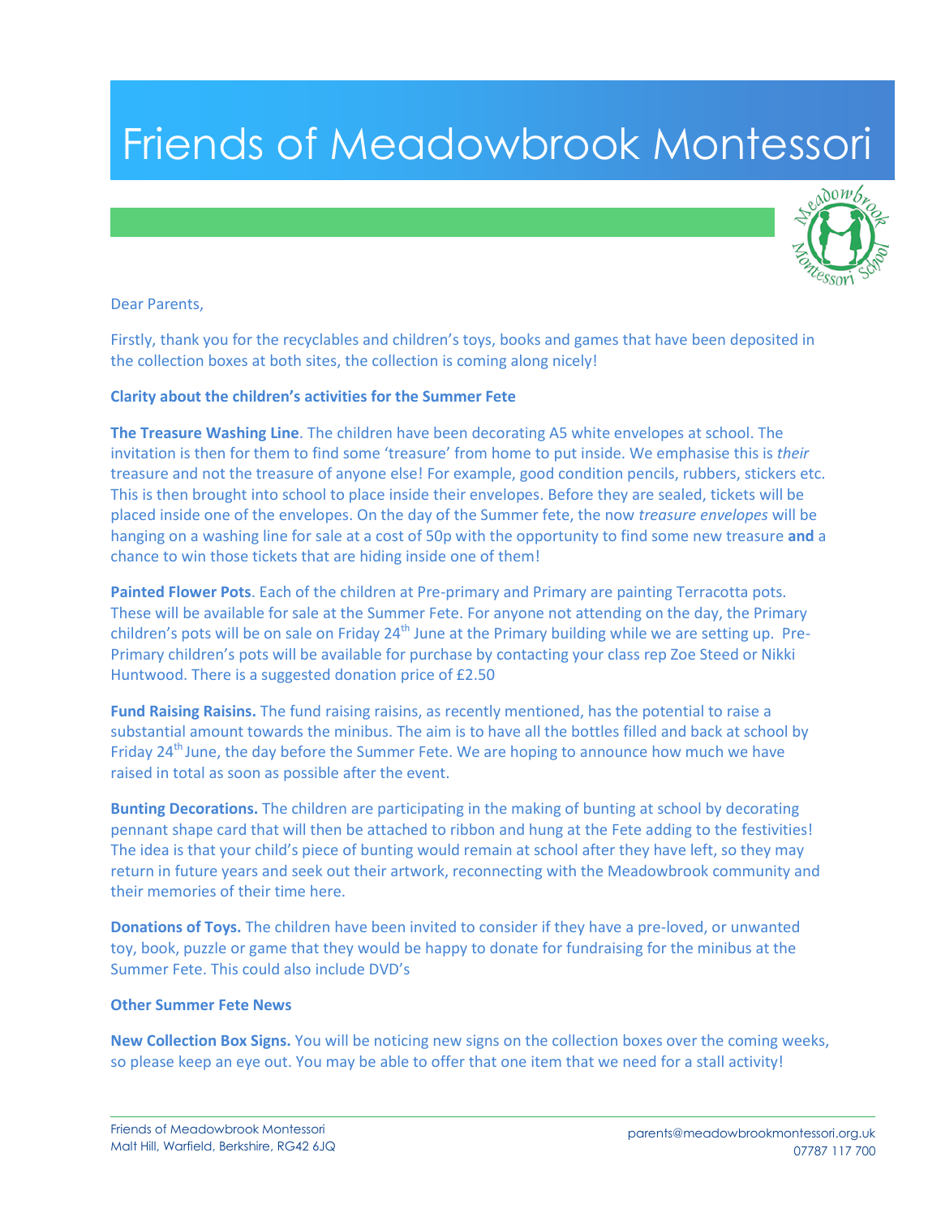# Friends of Meadowbrook Montessori

Dear Parents,

Firstly, thank you for the recyclables and children's toys, books and games that have been deposited in the collection boxes at both sites, the collection is coming along nicely!

**Clarity about the children's activities for the Summer Fete**

**The Treasure Washing Line**. The children have been decorating A5 white envelopes at school. The invitation is then for them to find some 'treasure' from home to put inside. We emphasise this is *their* treasure and not the treasure of anyone else! For example, good condition pencils, rubbers, stickers etc. This is then brought into school to place inside their envelopes. Before they are sealed, tickets will be placed inside one of the envelopes. On the day of the Summer fete, the now *treasure envelopes* will be hanging on a washing line for sale at a cost of 50p with the opportunity to find some new treasure **and** a chance to win those tickets that are hiding inside one of them!

**Painted Flower Pots**. Each of the children at Pre-primary and Primary are painting Terracotta pots. These will be available for sale at the Summer Fete. For anyone not attending on the day, the Primary children's pots will be on sale on Friday 24th June at the Primary building while we are setting up. Pre-Primary children's pots will be available for purchase by contacting your class rep Zoe Steed or Nikki Huntwood. There is a suggested donation price of £2.50

**Fund Raising Raisins.** The fund raising raisins, as recently mentioned, has the potential to raise a substantial amount towards the minibus. The aim is to have all the bottles filled and back at school by Friday 24th June, the day before the Summer Fete. We are hoping to announce how much we have raised in total as soon as possible after the event.

**Bunting Decorations.** The children are participating in the making of bunting at school by decorating pennant shape card that will then be attached to ribbon and hung at the Fete adding to the festivities! The idea is that your child's piece of bunting would remain at school after they have left, so they may return in future years and seek out their artwork, reconnecting with the Meadowbrook community and their memories of their time here.

**Donations of Toys.** The children have been invited to consider if they have a pre-loved, or unwanted toy, book, puzzle or game that they would be happy to donate for fundraising for the minibus at the Summer Fete. This could also include DVD's

**Other Summer Fete News**

**New Collection Box Signs.** You will be noticing new signs on the collection boxes over the coming weeks, so please keep an eye out. You may be able to offer that one item that we need for a stall activity!

Friends of Meadowbrook Montessori
Malt Hill, Warfield, Berkshire, RG42 6JQ

parents@meadowbrookmontessori.org.uk
07787 117 700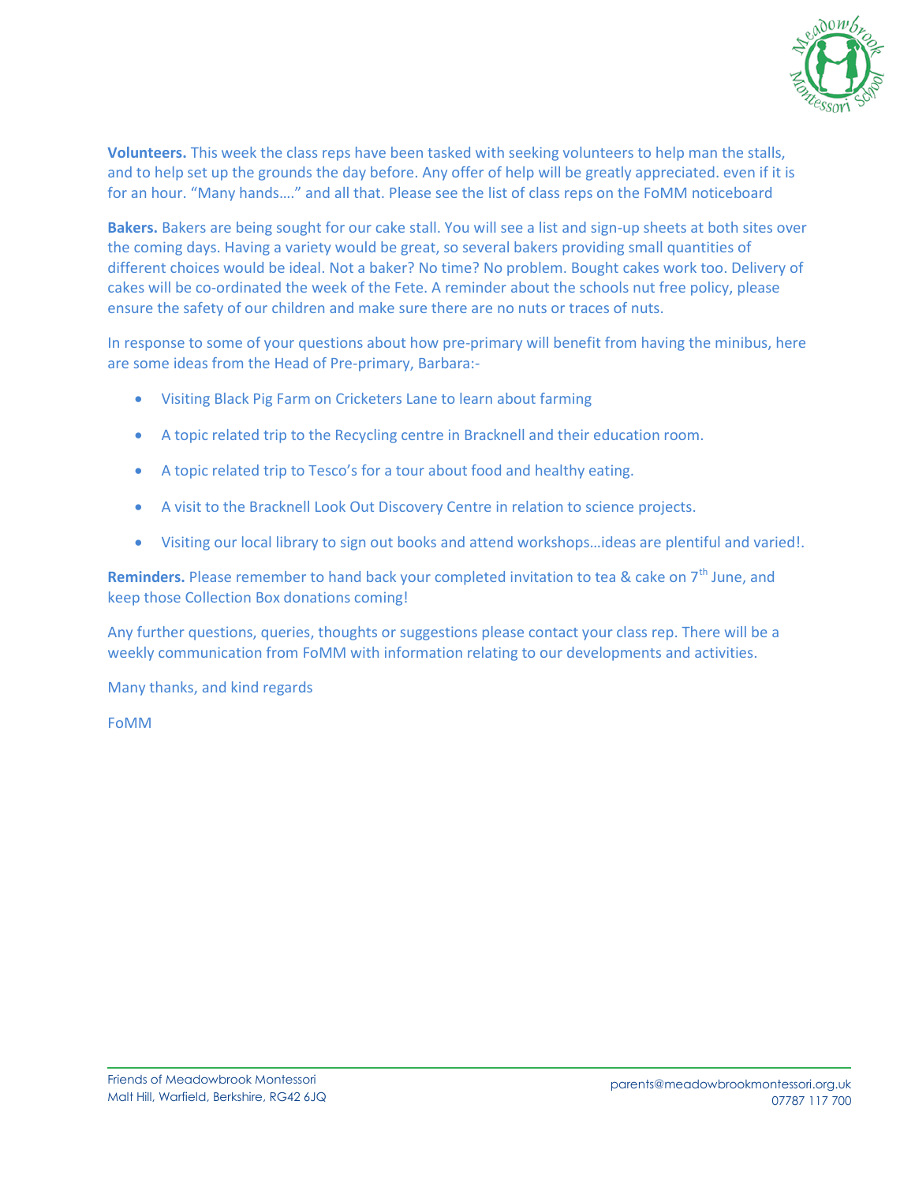**Volunteers.** This week the class reps have been tasked with seeking volunteers to help man the stalls, and to help set up the grounds the day before. Any offer of help will be greatly appreciated. even if it is for an hour. "Many hands…." and all that. Please see the list of class reps on the FoMM noticeboard

**Bakers.** Bakers are being sought for our cake stall. You will see a list and sign-up sheets at both sites over the coming days. Having a variety would be great, so several bakers providing small quantities of different choices would be ideal. Not a baker? No time? No problem. Bought cakes work too. Delivery of cakes will be co-ordinated the week of the Fete. A reminder about the schools nut free policy, please ensure the safety of our children and make sure there are no nuts or traces of nuts.

In response to some of your questions about how pre-primary will benefit from having the minibus, here are some ideas from the Head of Pre-primary, Barbara:-

- Visiting Black Pig Farm on Cricketers Lane to learn about farming
- A topic related trip to the Recycling centre in Bracknell and their education room.
- A topic related trip to Tesco's for a tour about food and healthy eating.
- A visit to the Bracknell Look Out Discovery Centre in relation to science projects.
- Visiting our local library to sign out books and attend workshops…ideas are plentiful and varied!.

**Reminders.** Please remember to hand back your completed invitation to tea & cake on 7th June, and keep those Collection Box donations coming!

Any further questions, queries, thoughts or suggestions please contact your class rep. There will be a weekly communication from FoMM with information relating to our developments and activities.

Many thanks, and kind regards

FoMM

Friends of Meadowbrook Montessori
Malt Hill, Warfield, Berkshire, RG42 6JQ

parents@meadowbrookmontessori.org.uk
07787 117 700